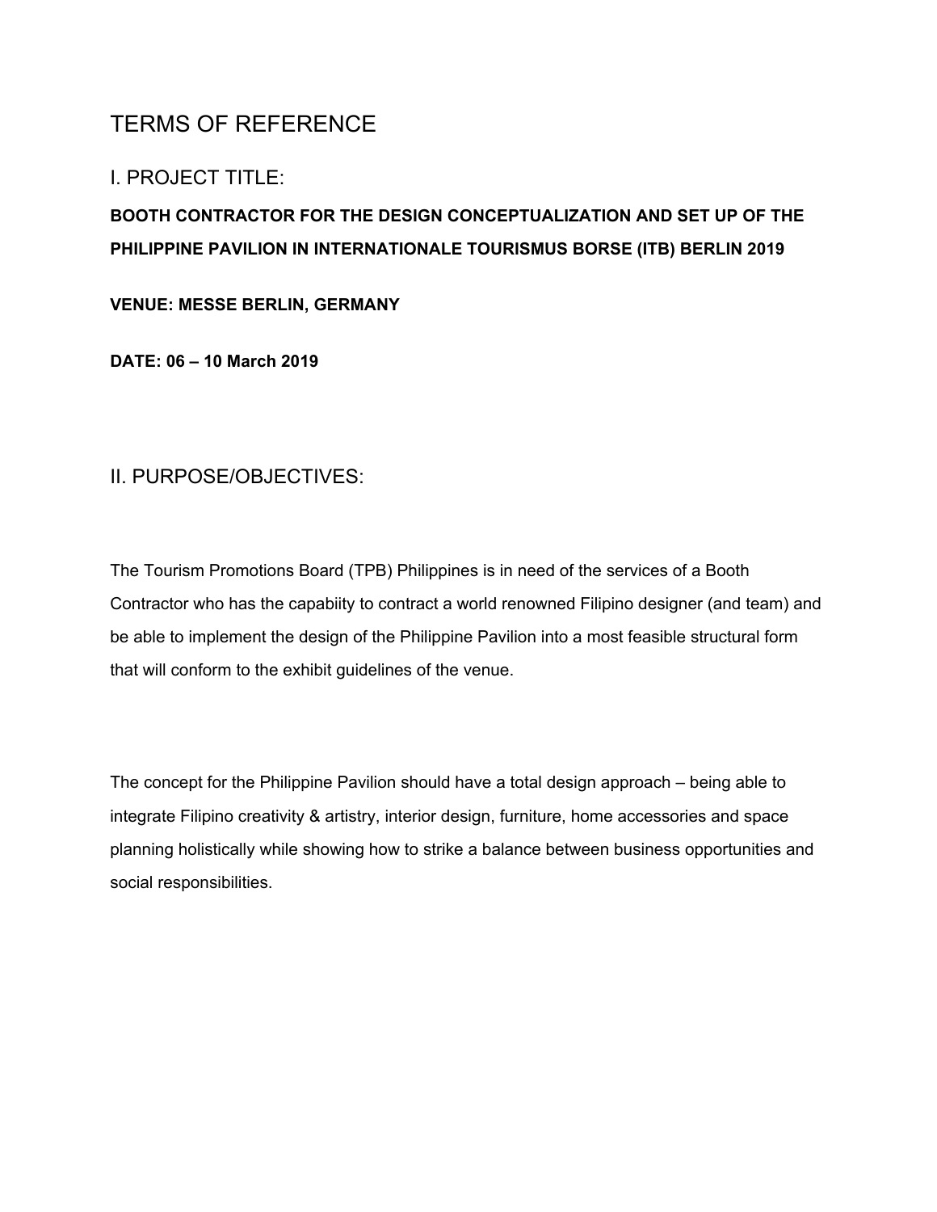# TERMS OF REFERENCE

## I. PROJECT TITLE:

**BOOTH CONTRACTOR FOR THE DESIGN CONCEPTUALIZATION AND SET UP OF THE PHILIPPINE PAVILION IN INTERNATIONALE TOURISMUS BORSE (ITB) BERLIN 2019**

**VENUE: MESSE BERLIN, GERMANY**

**DATE: 06 – 10 March 2019**

## II. PURPOSE/OBJECTIVES:

The Tourism Promotions Board (TPB) Philippines is in need of the services of a Booth Contractor who has the capabiity to contract a world renowned Filipino designer (and team) and be able to implement the design of the Philippine Pavilion into a most feasible structural form that will conform to the exhibit guidelines of the venue.

The concept for the Philippine Pavilion should have a total design approach – being able to integrate Filipino creativity & artistry, interior design, furniture, home accessories and space planning holistically while showing how to strike a balance between business opportunities and social responsibilities.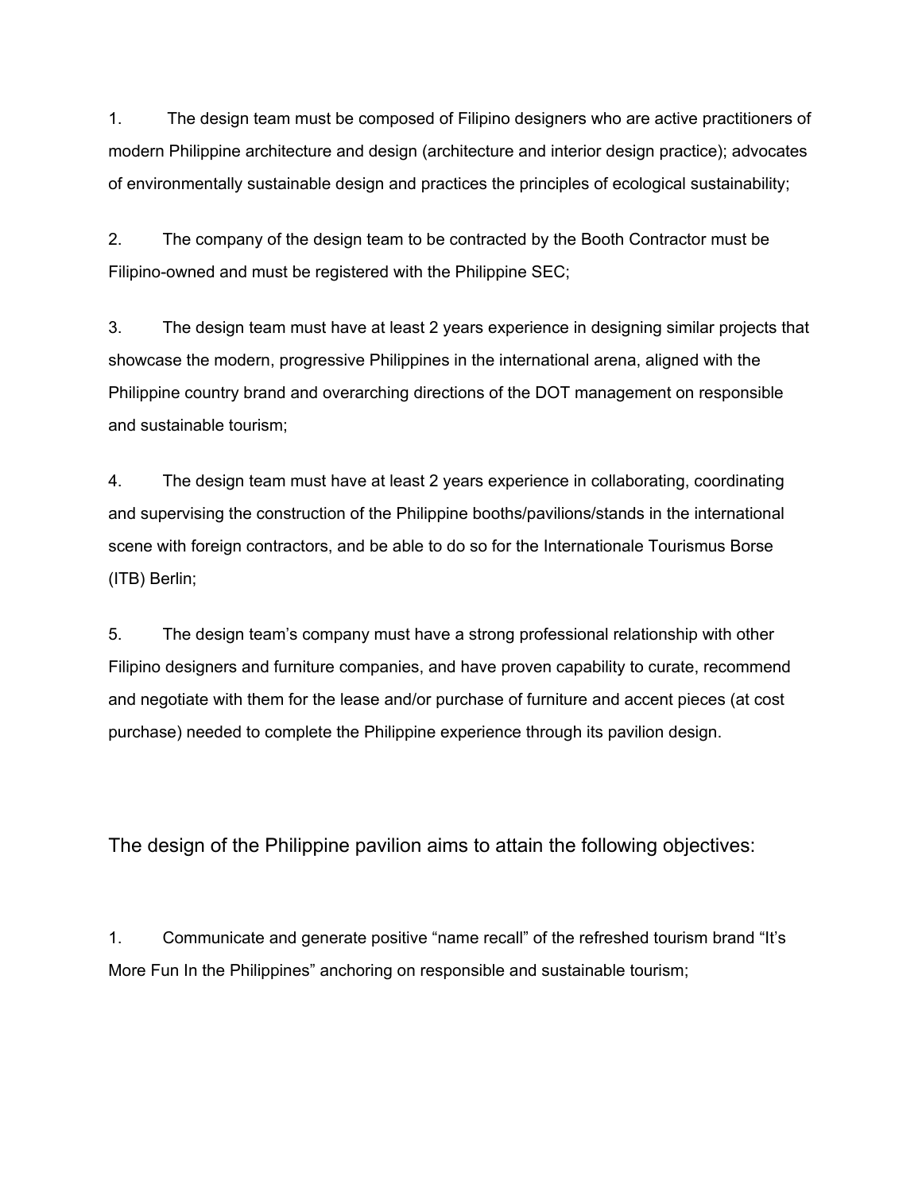1. The design team must be composed of Filipino designers who are active practitioners of modern Philippine architecture and design (architecture and interior design practice); advocates of environmentally sustainable design and practices the principles of ecological sustainability;

2. The company of the design team to be contracted by the Booth Contractor must be Filipino-owned and must be registered with the Philippine SEC;

3. The design team must have at least 2 years experience in designing similar projects that showcase the modern, progressive Philippines in the international arena, aligned with the Philippine country brand and overarching directions of the DOT management on responsible and sustainable tourism;

4. The design team must have at least 2 years experience in collaborating, coordinating and supervising the construction of the Philippine booths/pavilions/stands in the international scene with foreign contractors, and be able to do so for the Internationale Tourismus Borse (ITB) Berlin;

5. The design team's company must have a strong professional relationship with other Filipino designers and furniture companies, and have proven capability to curate, recommend and negotiate with them for the lease and/or purchase of furniture and accent pieces (at cost purchase) needed to complete the Philippine experience through its pavilion design.

The design of the Philippine pavilion aims to attain the following objectives:

1. Communicate and generate positive "name recall" of the refreshed tourism brand "It's More Fun In the Philippines" anchoring on responsible and sustainable tourism;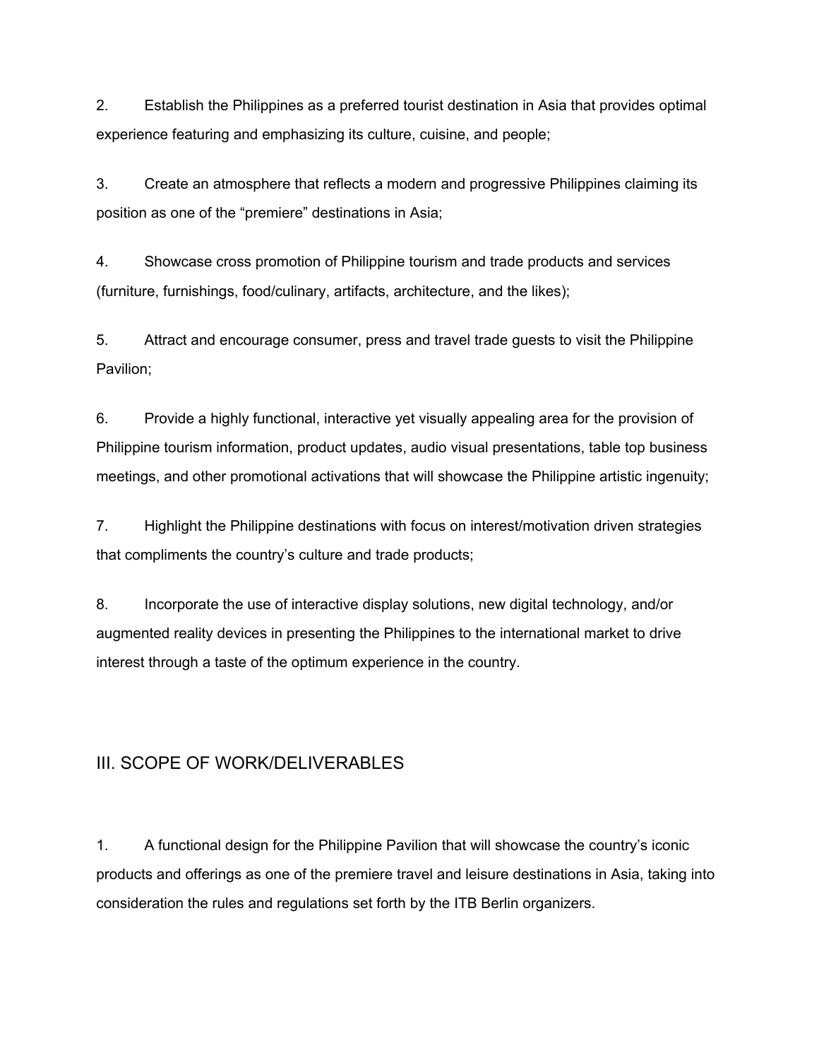2. Establish the Philippines as a preferred tourist destination in Asia that provides optimal experience featuring and emphasizing its culture, cuisine, and people;

3. Create an atmosphere that reflects a modern and progressive Philippines claiming its position as one of the "premiere" destinations in Asia;

4. Showcase cross promotion of Philippine tourism and trade products and services (furniture, furnishings, food/culinary, artifacts, architecture, and the likes);

5. Attract and encourage consumer, press and travel trade guests to visit the Philippine Pavilion;

6. Provide a highly functional, interactive yet visually appealing area for the provision of Philippine tourism information, product updates, audio visual presentations, table top business meetings, and other promotional activations that will showcase the Philippine artistic ingenuity;

7. Highlight the Philippine destinations with focus on interest/motivation driven strategies that compliments the country's culture and trade products;

8. Incorporate the use of interactive display solutions, new digital technology, and/or augmented reality devices in presenting the Philippines to the international market to drive interest through a taste of the optimum experience in the country.

## III. SCOPE OF WORK/DELIVERABLES

1. A functional design for the Philippine Pavilion that will showcase the country's iconic products and offerings as one of the premiere travel and leisure destinations in Asia, taking into consideration the rules and regulations set forth by the ITB Berlin organizers.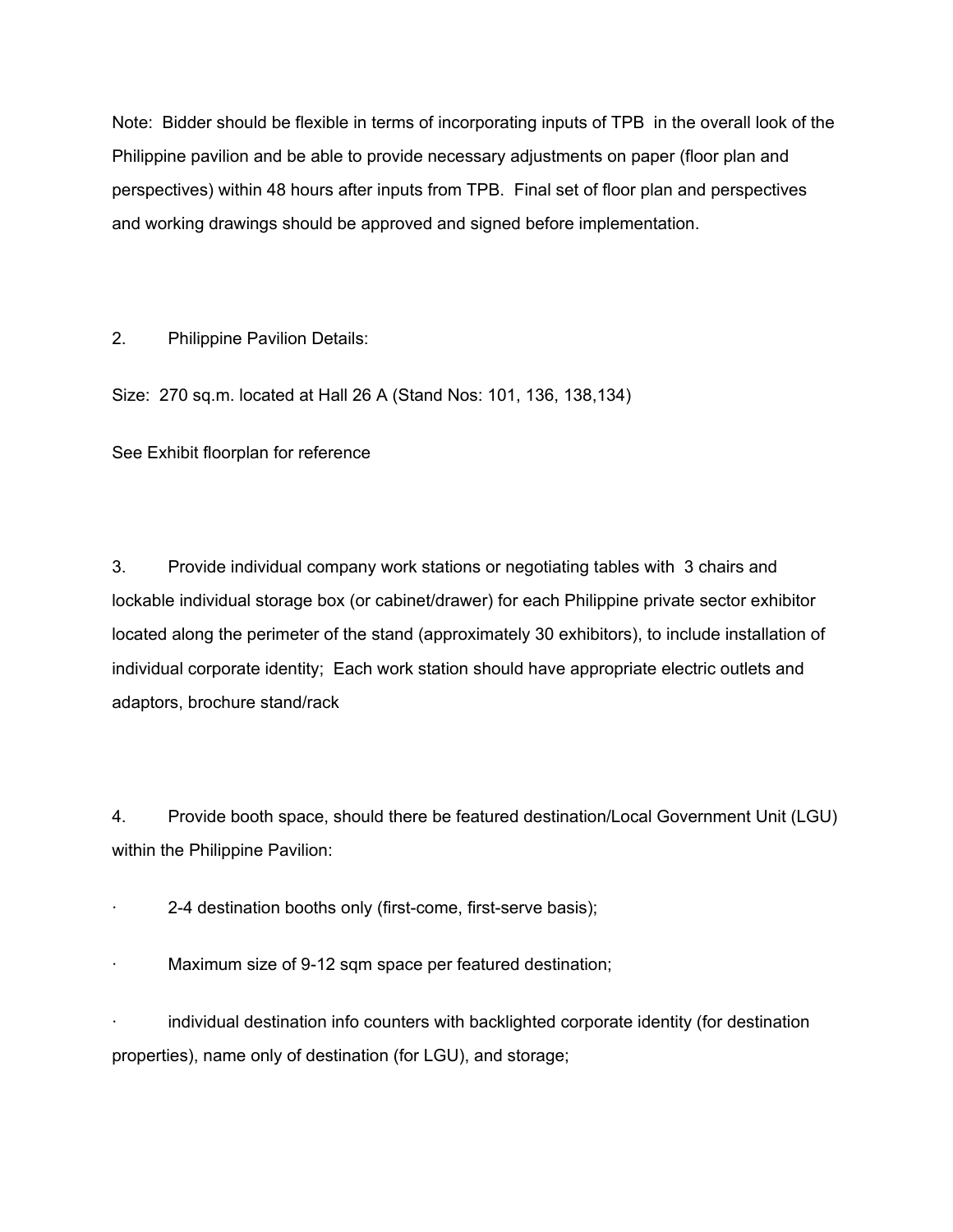Note: Bidder should be flexible in terms of incorporating inputs of TPB in the overall look of the Philippine pavilion and be able to provide necessary adjustments on paper (floor plan and perspectives) within 48 hours after inputs from TPB. Final set of floor plan and perspectives and working drawings should be approved and signed before implementation.

2. Philippine Pavilion Details:

Size: 270 sq.m. located at Hall 26 A (Stand Nos: 101, 136, 138,134)

See Exhibit floorplan for reference

3. Provide individual company work stations or negotiating tables with 3 chairs and lockable individual storage box (or cabinet/drawer) for each Philippine private sector exhibitor located along the perimeter of the stand (approximately 30 exhibitors), to include installation of individual corporate identity; Each work station should have appropriate electric outlets and adaptors, brochure stand/rack

4. Provide booth space, should there be featured destination/Local Government Unit (LGU) within the Philippine Pavilion:

- 2-4 destination booths only (first-come, first-serve basis);
- Maximum size of 9-12 sqm space per featured destination;
- individual destination info counters with backlighted corporate identity (for destination properties), name only of destination (for LGU), and storage;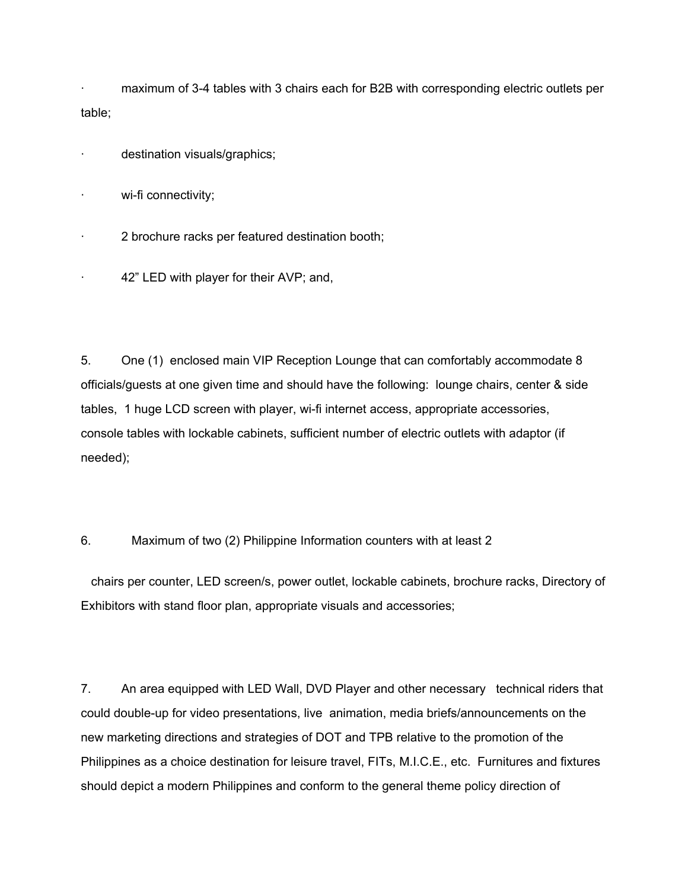- maximum of 3-4 tables with 3 chairs each for B2B with corresponding electric outlets per table;
- destination visuals/graphics;
- wi-fi connectivity;
- 2 brochure racks per featured destination booth;
- 42” LED with player for their AVP; and,

5. One (1) enclosed main VIP Reception Lounge that can comfortably accommodate 8 officials/guests at one given time and should have the following: lounge chairs, center & side tables, 1 huge LCD screen with player, wi-fi internet access, appropriate accessories, console tables with lockable cabinets, sufficient number of electric outlets with adaptor (if needed);

6. Maximum of two (2) Philippine Information counters with at least 2 chairs per counter, LED screen/s, power outlet, lockable cabinets, brochure racks, Directory of Exhibitors with stand floor plan, appropriate visuals and accessories;

7. An area equipped with LED Wall, DVD Player and other necessary technical riders that could double-up for video presentations, live animation, media briefs/announcements on the new marketing directions and strategies of DOT and TPB relative to the promotion of the Philippines as a choice destination for leisure travel, FITs, M.I.C.E., etc. Furnitures and fixtures should depict a modern Philippines and conform to the general theme policy direction of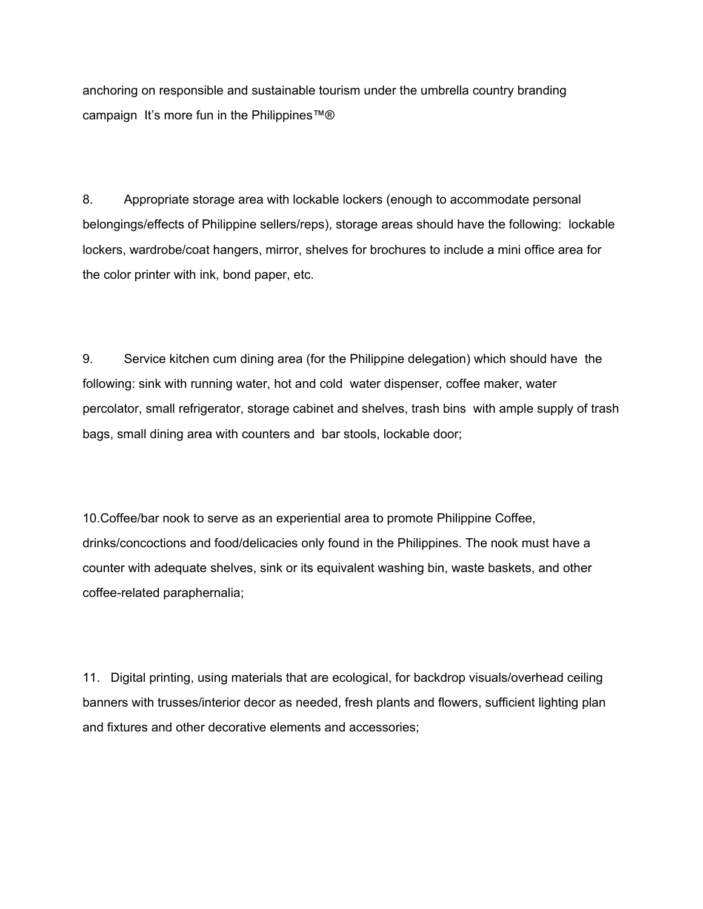anchoring on responsible and sustainable tourism under the umbrella country branding campaign It's more fun in the Philippines™®

8. Appropriate storage area with lockable lockers (enough to accommodate personal belongings/effects of Philippine sellers/reps), storage areas should have the following: lockable lockers, wardrobe/coat hangers, mirror, shelves for brochures to include a mini office area for the color printer with ink, bond paper, etc.

9. Service kitchen cum dining area (for the Philippine delegation) which should have the following: sink with running water, hot and cold water dispenser, coffee maker, water percolator, small refrigerator, storage cabinet and shelves, trash bins with ample supply of trash bags, small dining area with counters and bar stools, lockable door;

10. Coffee/bar nook to serve as an experiential area to promote Philippine Coffee, drinks/concoctions and food/delicacies only found in the Philippines. The nook must have a counter with adequate shelves, sink or its equivalent washing bin, waste baskets, and other coffee-related paraphernalia;

11. Digital printing, using materials that are ecological, for backdrop visuals/overhead ceiling banners with trusses/interior decor as needed, fresh plants and flowers, sufficient lighting plan and fixtures and other decorative elements and accessories;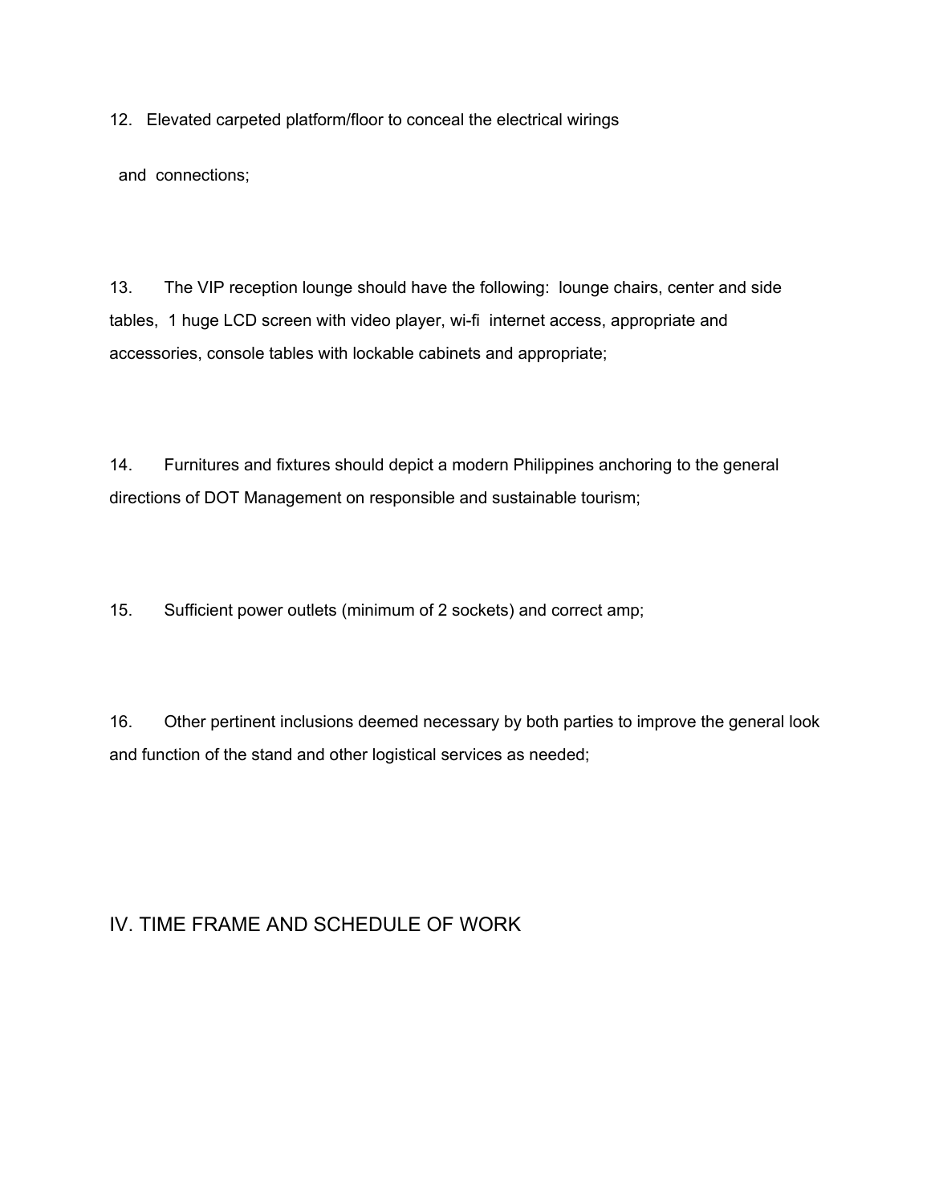12. Elevated carpeted platform/floor to conceal the electrical wirings and connections;

13. The VIP reception lounge should have the following: lounge chairs, center and side tables, 1 huge LCD screen with video player, wi-fi internet access, appropriate and accessories, console tables with lockable cabinets and appropriate;

14. Furnitures and fixtures should depict a modern Philippines anchoring to the general directions of DOT Management on responsible and sustainable tourism;

15. Sufficient power outlets (minimum of 2 sockets) and correct amp;

16. Other pertinent inclusions deemed necessary by both parties to improve the general look and function of the stand and other logistical services as needed;

## IV. TIME FRAME AND SCHEDULE OF WORK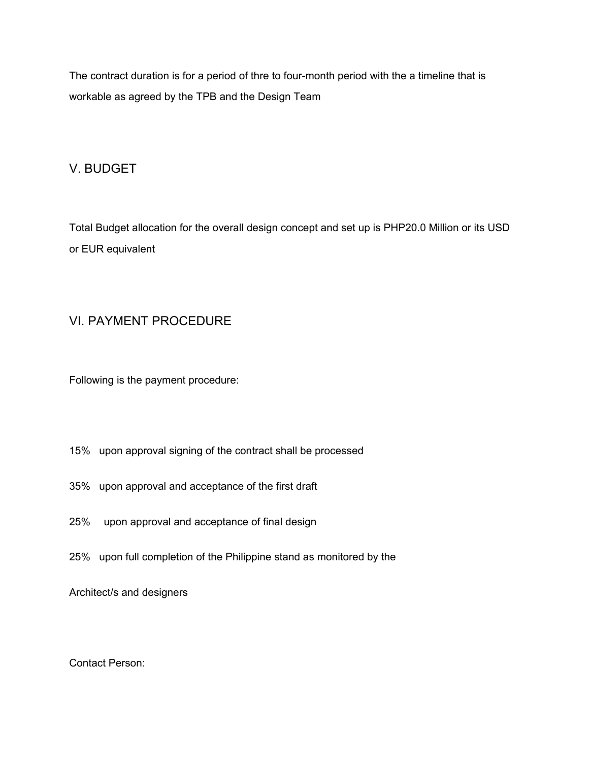The contract duration is for a period of thre to four-month period with the a timeline that is workable as agreed by the TPB and the Design Team

## V. BUDGET

Total Budget allocation for the overall design concept and set up is PHP20.0 Million or its USD or EUR equivalent

## VI. PAYMENT PROCEDURE

Following is the payment procedure:

15% upon approval signing of the contract shall be processed

35% upon approval and acceptance of the first draft

25% upon approval and acceptance of final design

25% upon full completion of the Philippine stand as monitored by the

Architect/s and designers

Contact Person: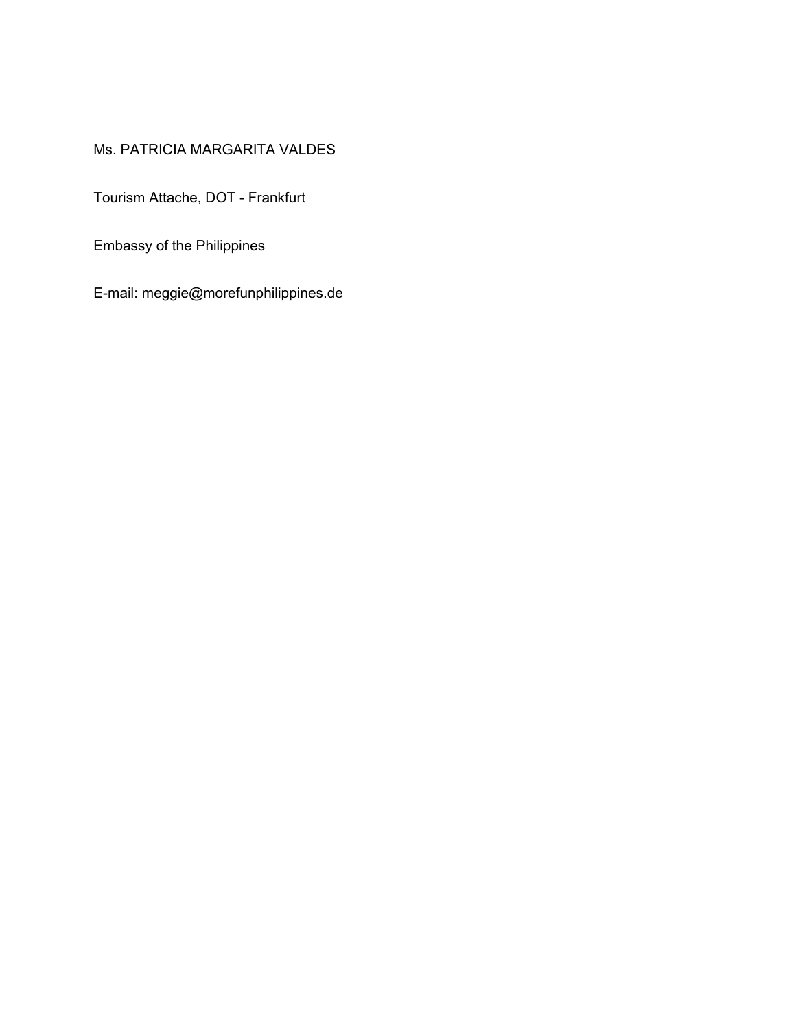Ms. PATRICIA MARGARITA VALDES

Tourism Attache, DOT - Frankfurt

Embassy of the Philippines

E-mail: meggie@morefunphilippines.de